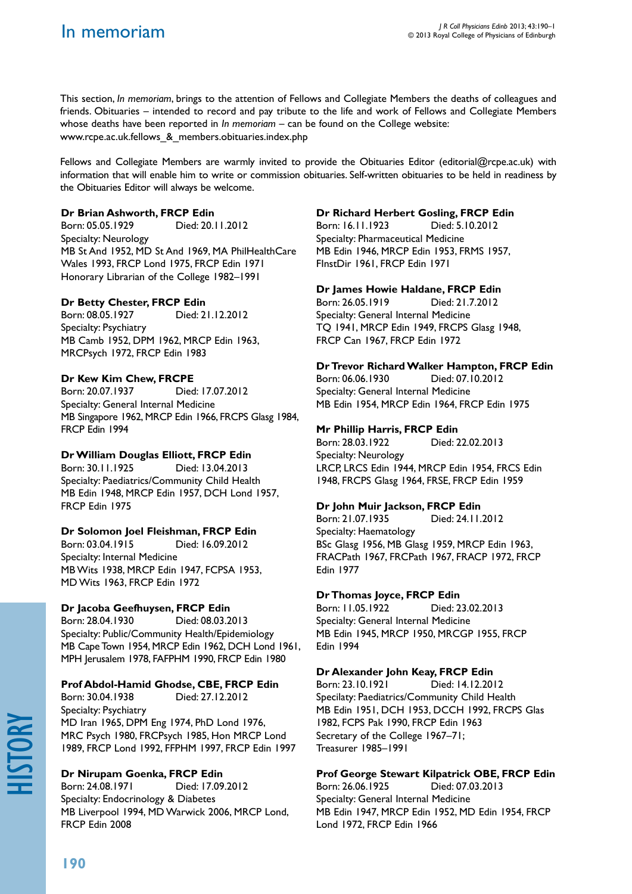# In memoriam

This section, *In memoriam*, brings to the attention of Fellows and Collegiate Members the deaths of colleagues and friends. Obituaries – intended to record and pay tribute to the life and work of Fellows and Collegiate Members whose deaths have been reported in *In memoriam* – can be found on the College website: www.rcpe.ac.uk.fellows_&_members.obituaries.index.php

Fellows and Collegiate Members are warmly invited to provide the Obituaries Editor (editorial@rcpe.ac.uk) with information that will enable him to write or commission obituaries. Self-written obituaries to be held in readiness by the Obituaries Editor will always be welcome.

**Dr Brian Ashworth, FRCP Edin**
Born: 05.05.1929 Died: 20.11.2012
Specialty: Neurology
MB St And 1952, MD St And 1969, MA PhilHealthCare Wales 1993, FRCP Lond 1975, FRCP Edin 1971
Honorary Librarian of the College 1982–1991

**Dr Betty Chester, FRCP Edin**
Born: 08.05.1927 Died: 21.12.2012
Specialty: Psychiatry
MB Camb 1952, DPM 1962, MRCP Edin 1963, MRCPsych 1972, FRCP Edin 1983

**Dr Kew Kim Chew, FRCPE**
Born: 20.07.1937 Died: 17.07.2012
Specialty: General Internal Medicine
MB Singapore 1962, MRCP Edin 1966, FRCPS Glasg 1984, FRCP Edin 1994

**Dr William Douglas Elliott, FRCP Edin**
Born: 30.11.1925 Died: 13.04.2013
Specialty: Paediatrics/Community Child Health
MB Edin 1948, MRCP Edin 1957, DCH Lond 1957, FRCP Edin 1975

**Dr Solomon Joel Fleishman, FRCP Edin**
Born: 03.04.1915 Died: 16.09.2012
Specialty: Internal Medicine
MB Wits 1938, MRCP Edin 1947, FCPSA 1953, MD Wits 1963, FRCP Edin 1972

**Dr Jacoba Geefhuysen, FRCP Edin**
Born: 28.04.1930 Died: 08.03.2013
Specialty: Public/Community Health/Epidemiology
MB Cape Town 1954, MRCP Edin 1962, DCH Lond 1961, MPH Jerusalem 1978, FAFPHM 1990, FRCP Edin 1980

**Prof Abdol-Hamid Ghodse, CBE, FRCP Edin**
Born: 30.04.1938 Died: 27.12.2012
Specialty: Psychiatry
MD Iran 1965, DPM Eng 1974, PhD Lond 1976, MRC Psych 1980, FRCPsych 1985, Hon MRCP Lond 1989, FRCP Lond 1992, FFPHM 1997, FRCP Edin 1997

**Dr Nirupam Goenka, FRCP Edin**
Born: 24.08.1971 Died: 17.09.2012
Specialty: Endocrinology & Diabetes
MB Liverpool 1994, MD Warwick 2006, MRCP Lond, FRCP Edin 2008

**Dr Richard Herbert Gosling, FRCP Edin**
Born: 16.11.1923 Died: 5.10.2012
Specialty: Pharmaceutical Medicine
MB Edin 1946, MRCP Edin 1953, FRMS 1957, FInstDir 1961, FRCP Edin 1971

**Dr James Howie Haldane, FRCP Edin**
Born: 26.05.1919 Died: 21.7.2012
Specialty: General Internal Medicine
TQ 1941, MRCP Edin 1949, FRCPS Glasg 1948, FRCP Can 1967, FRCP Edin 1972

**Dr Trevor Richard Walker Hampton, FRCP Edin**
Born: 06.06.1930 Died: 07.10.2012
Specialty: General Internal Medicine
MB Edin 1954, MRCP Edin 1964, FRCP Edin 1975

**Mr Phillip Harris, FRCP Edin**
Born: 28.03.1922 Died: 22.02.2013
Specialty: Neurology
LRCP, LRCS Edin 1944, MRCP Edin 1954, FRCS Edin 1948, FRCPS Glasg 1964, FRSE, FRCP Edin 1959

**Dr John Muir Jackson, FRCP Edin**
Born: 21.07.1935 Died: 24.11.2012
Specialty: Haematology
BSc Glasg 1956, MB Glasg 1959, MRCP Edin 1963, FRACPath 1967, FRCPath 1967, FRACP 1972, FRCP Edin 1977

**Dr Thomas Joyce, FRCP Edin**
Born: 11.05.1922 Died: 23.02.2013
Specialty: General Internal Medicine
MB Edin 1945, MRCP 1950, MRCGP 1955, FRCP Edin 1994

**Dr Alexander John Keay, FRCP Edin**
Born: 23.10.1921 Died: 14.12.2012
Specialty: Paediatrics/Community Child Health
MB Edin 1951, DCH 1953, DCCH 1992, FRCPS Glas 1982, FCPS Pak 1990, FRCP Edin 1963
Secretary of the College 1967–71;
Treasurer 1985–1991

**Prof George Stewart Kilpatrick OBE, FRCP Edin**
Born: 26.06.1925 Died: 07.03.2013
Specialty: General Internal Medicine
MB Edin 1947, MRCP Edin 1952, MD Edin 1954, FRCP Lond 1972, FRCP Edin 1966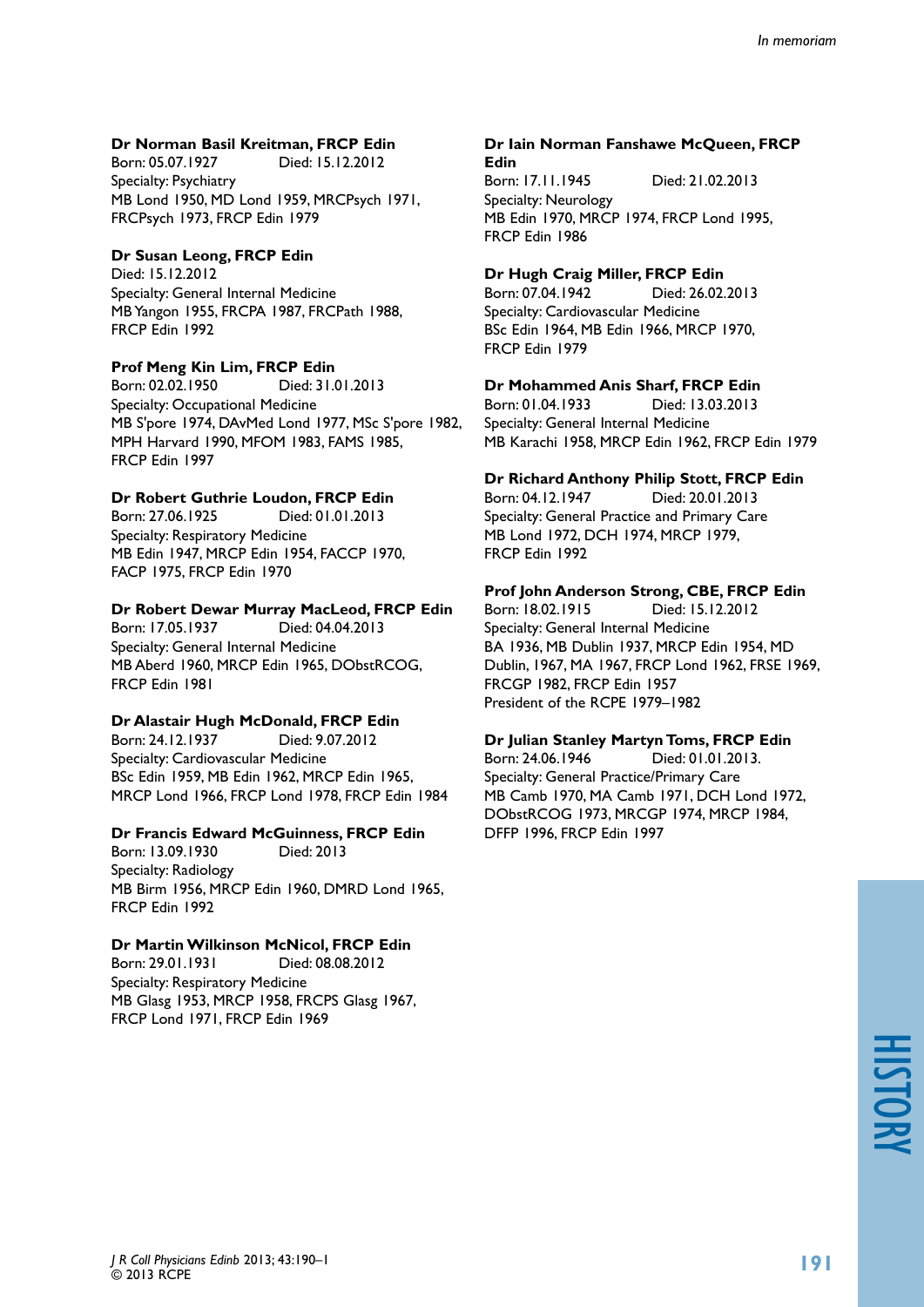**Dr Norman Basil Kreitman, FRCP Edin**
Born: 05.07.1927 Died: 15.12.2012
Specialty: Psychiatry
MB Lond 1950, MD Lond 1959, MRCPsych 1971, FRCPsych 1973, FRCP Edin 1979

**Dr Susan Leong, FRCP Edin**
Died: 15.12.2012
Specialty: General Internal Medicine
MB Yangon 1955, FRCPA 1987, FRCPath 1988, FRCP Edin 1992

**Prof Meng Kin Lim, FRCP Edin**
Born: 02.02.1950 Died: 31.01.2013
Specialty: Occupational Medicine
MB S'pore 1974, DAvMed Lond 1977, MSc S'pore 1982, MPH Harvard 1990, MFOM 1983, FAMS 1985, FRCP Edin 1997

**Dr Robert Guthrie Loudon, FRCP Edin**
Born: 27.06.1925 Died: 01.01.2013
Specialty: Respiratory Medicine
MB Edin 1947, MRCP Edin 1954, FACCP 1970, FACP 1975, FRCP Edin 1970

**Dr Robert Dewar Murray MacLeod, FRCP Edin**
Born: 17.05.1937 Died: 04.04.2013
Specialty: General Internal Medicine
MB Aberd 1960, MRCP Edin 1965, DObstRCOG, FRCP Edin 1981

**Dr Alastair Hugh McDonald, FRCP Edin**
Born: 24.12.1937 Died: 9.07.2012
Specialty: Cardiovascular Medicine
BSc Edin 1959, MB Edin 1962, MRCP Edin 1965, MRCP Lond 1966, FRCP Lond 1978, FRCP Edin 1984

**Dr Francis Edward McGuinness, FRCP Edin**
Born: 13.09.1930 Died: 2013
Specialty: Radiology
MB Birm 1956, MRCP Edin 1960, DMRD Lond 1965, FRCP Edin 1992

**Dr Martin Wilkinson McNicol, FRCP Edin**
Born: 29.01.1931 Died: 08.08.2012
Specialty: Respiratory Medicine
MB Glasg 1953, MRCP 1958, FRCPS Glasg 1967, FRCP Lond 1971, FRCP Edin 1969

**Dr Iain Norman Fanshawe McQueen, FRCP Edin**
Born: 17.11.1945 Died: 21.02.2013
Specialty: Neurology
MB Edin 1970, MRCP 1974, FRCP Lond 1995, FRCP Edin 1986

**Dr Hugh Craig Miller, FRCP Edin**
Born: 07.04.1942 Died: 26.02.2013
Specialty: Cardiovascular Medicine
BSc Edin 1964, MB Edin 1966, MRCP 1970, FRCP Edin 1979

**Dr Mohammed Anis Sharf, FRCP Edin**
Born: 01.04.1933 Died: 13.03.2013
Specialty: General Internal Medicine
MB Karachi 1958, MRCP Edin 1962, FRCP Edin 1979

**Dr Richard Anthony Philip Stott, FRCP Edin**
Born: 04.12.1947 Died: 20.01.2013
Specialty: General Practice and Primary Care
MB Lond 1972, DCH 1974, MRCP 1979, FRCP Edin 1992

**Prof John Anderson Strong, CBE, FRCP Edin**
Born: 18.02.1915 Died: 15.12.2012
Specialty: General Internal Medicine
BA 1936, MB Dublin 1937, MRCP Edin 1954, MD Dublin, 1967, MA 1967, FRCP Lond 1962, FRSE 1969, FRCGP 1982, FRCP Edin 1957
President of the RCPE 1979–1982

**Dr Julian Stanley Martyn Toms, FRCP Edin**
Born: 24.06.1946 Died: 01.01.2013.
Specialty: General Practice/Primary Care
MB Camb 1970, MA Camb 1971, DCH Lond 1972, DObstRCOG 1973, MRCGP 1974, MRCP 1984, DFFP 1996, FRCP Edin 1997